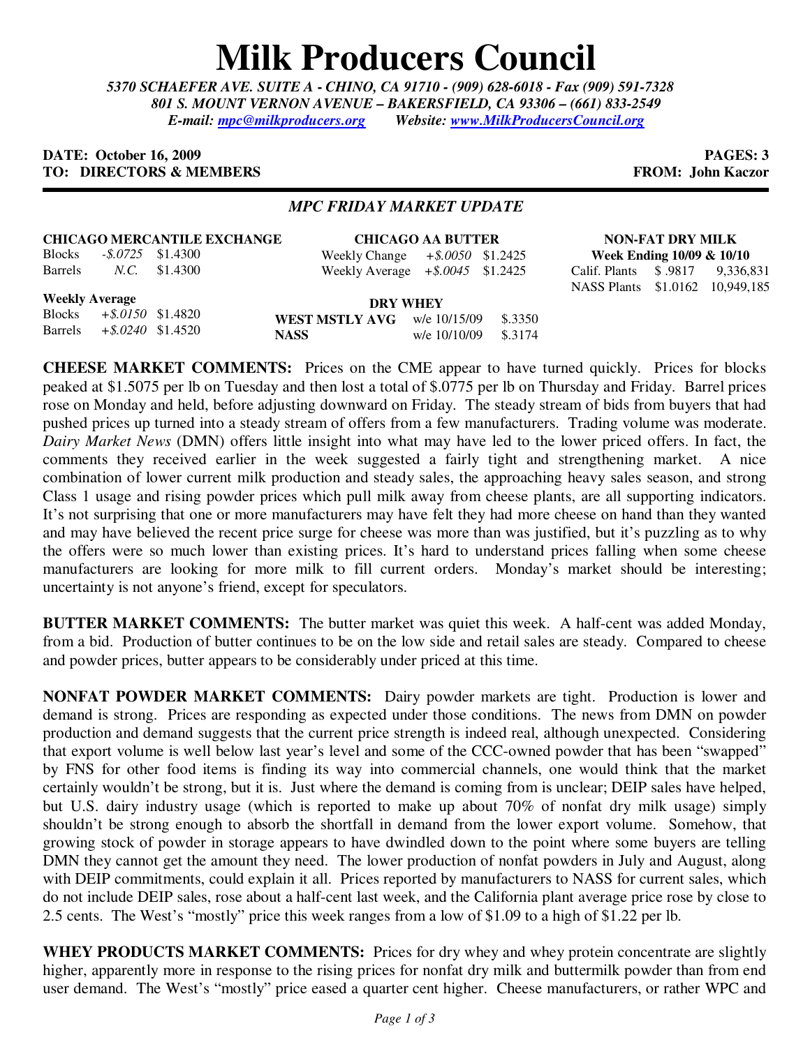# Milk Producers Council

*5370 SCHAEFER AVE. SUITE A - CHINO, CA 91710 - (909) 628-6018 - Fax (909) 591-7328*
*801 S. MOUNT VERNON AVENUE – BAKERSFIELD, CA 93306 – (661) 833-2549*
*E-mail: mpc@milkproducers.org    Website: www.MilkProducersCouncil.org*

**DATE: October 16, 2009** **PAGES: 3**
**TO: DIRECTORS & MEMBERS** **FROM: John Kaczor**

---

## *MPC FRIDAY MARKET UPDATE*

**CHICAGO MERCANTILE EXCHANGE**

| | | |
|---|---|---|
| Blocks | *-$.0725* | $1.4300 |
| Barrels | *N.C.* | $1.4300 |

**Weekly Average**

| | | |
|---|---|---|
| Blocks | *+$.0150* | $1.4820 |
| Barrels | *+$.0240* | $1.4520 |

**CHICAGO AA BUTTER**

| | | |
|---|---|---|
| Weekly Change | *+$.0050* | $1.2425 |
| Weekly Average | *+$.0045* | $1.2425 |

**DRY WHEY**

| | | |
|---|---|---|
| **WEST MSTLY AVG** | w/e 10/15/09 | $.3350 |
| **NASS** | w/e 10/10/09 | $.3174 |

**NON-FAT DRY MILK**
**Week Ending 10/09 & 10/10**

| | | |
|---|---|---|
| Calif. Plants | $ .9817 | 9,336,831 |
| NASS Plants | $1.0162 | 10,949,185 |

**CHEESE MARKET COMMENTS:** Prices on the CME appear to have turned quickly. Prices for blocks peaked at $1.5075 per lb on Tuesday and then lost a total of $.0775 per lb on Thursday and Friday. Barrel prices rose on Monday and held, before adjusting downward on Friday. The steady stream of bids from buyers that had pushed prices up turned into a steady stream of offers from a few manufacturers. Trading volume was moderate. *Dairy Market News* (DMN) offers little insight into what may have led to the lower priced offers. In fact, the comments they received earlier in the week suggested a fairly tight and strengthening market. A nice combination of lower current milk production and steady sales, the approaching heavy sales season, and strong Class 1 usage and rising powder prices which pull milk away from cheese plants, are all supporting indicators. It's not surprising that one or more manufacturers may have felt they had more cheese on hand than they wanted and may have believed the recent price surge for cheese was more than was justified, but it's puzzling as to why the offers were so much lower than existing prices. It's hard to understand prices falling when some cheese manufacturers are looking for more milk to fill current orders. Monday's market should be interesting; uncertainty is not anyone's friend, except for speculators.

**BUTTER MARKET COMMENTS:** The butter market was quiet this week. A half-cent was added Monday, from a bid. Production of butter continues to be on the low side and retail sales are steady. Compared to cheese and powder prices, butter appears to be considerably under priced at this time.

**NONFAT POWDER MARKET COMMENTS:** Dairy powder markets are tight. Production is lower and demand is strong. Prices are responding as expected under those conditions. The news from DMN on powder production and demand suggests that the current price strength is indeed real, although unexpected. Considering that export volume is well below last year's level and some of the CCC-owned powder that has been "swapped" by FNS for other food items is finding its way into commercial channels, one would think that the market certainly wouldn't be strong, but it is. Just where the demand is coming from is unclear; DEIP sales have helped, but U.S. dairy industry usage (which is reported to make up about 70% of nonfat dry milk usage) simply shouldn't be strong enough to absorb the shortfall in demand from the lower export volume. Somehow, that growing stock of powder in storage appears to have dwindled down to the point where some buyers are telling DMN they cannot get the amount they need. The lower production of nonfat powders in July and August, along with DEIP commitments, could explain it all. Prices reported by manufacturers to NASS for current sales, which do not include DEIP sales, rose about a half-cent last week, and the California plant average price rose by close to 2.5 cents. The West's "mostly" price this week ranges from a low of $1.09 to a high of $1.22 per lb.

**WHEY PRODUCTS MARKET COMMENTS:** Prices for dry whey and whey protein concentrate are slightly higher, apparently more in response to the rising prices for nonfat dry milk and buttermilk powder than from end user demand. The West's "mostly" price eased a quarter cent higher. Cheese manufacturers, or rather WPC and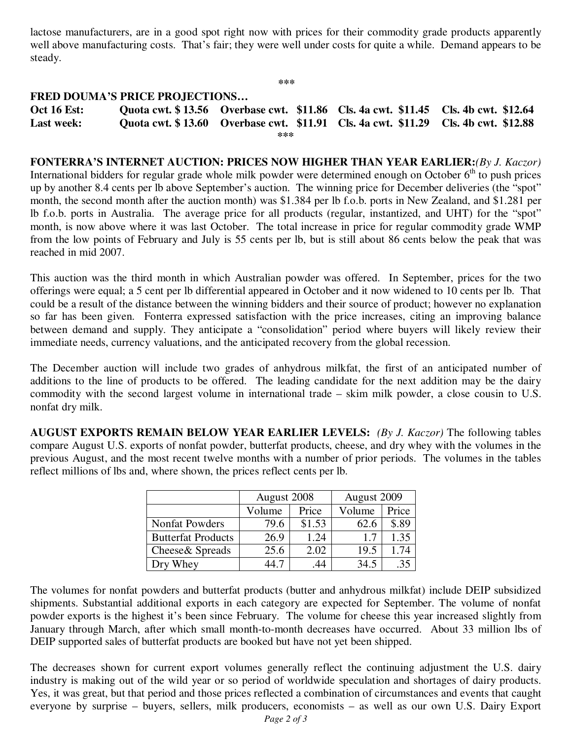lactose manufacturers, are in a good spot right now with prices for their commodity grade products apparently well above manufacturing costs. That's fair; they were well under costs for quite a while. Demand appears to be steady.

***

**FRED DOUMA'S PRICE PROJECTIONS…**

| | | | | |
|---|---|---|---|---|
| **Oct 16 Est:** | **Quota cwt. $ 13.56** | **Overbase cwt. $11.86** | **Cls. 4a cwt. $11.45** | **Cls. 4b cwt. $12.64** |
| **Last week:** | **Quota cwt. $ 13.60** | **Overbase cwt. $11.91** | **Cls. 4a cwt. $11.29** | **Cls. 4b cwt. $12.88** |

***

**FONTERRA'S INTERNET AUCTION: PRICES NOW HIGHER THAN YEAR EARLIER:** *(By J. Kaczor)* International bidders for regular grade whole milk powder were determined enough on October 6th to push prices up by another 8.4 cents per lb above September's auction. The winning price for December deliveries (the "spot" month, the second month after the auction month) was $1.384 per lb f.o.b. ports in New Zealand, and $1.281 per lb f.o.b. ports in Australia. The average price for all products (regular, instantized, and UHT) for the "spot" month, is now above where it was last October. The total increase in price for regular commodity grade WMP from the low points of February and July is 55 cents per lb, but is still about 86 cents below the peak that was reached in mid 2007.

This auction was the third month in which Australian powder was offered. In September, prices for the two offerings were equal; a 5 cent per lb differential appeared in October and it now widened to 10 cents per lb. That could be a result of the distance between the winning bidders and their source of product; however no explanation so far has been given. Fonterra expressed satisfaction with the price increases, citing an improving balance between demand and supply. They anticipate a "consolidation" period where buyers will likely review their immediate needs, currency valuations, and the anticipated recovery from the global recession.

The December auction will include two grades of anhydrous milkfat, the first of an anticipated number of additions to the line of products to be offered. The leading candidate for the next addition may be the dairy commodity with the second largest volume in international trade – skim milk powder, a close cousin to U.S. nonfat dry milk.

**AUGUST EXPORTS REMAIN BELOW YEAR EARLIER LEVELS:** *(By J. Kaczor)* The following tables compare August U.S. exports of nonfat powder, butterfat products, cheese, and dry whey with the volumes in the previous August, and the most recent twelve months with a number of prior periods. The volumes in the tables reflect millions of lbs and, where shown, the prices reflect cents per lb.

| | August 2008 | | August 2009 | |
|---|---|---|---|---|
| | Volume | Price | Volume | Price |
| Nonfat Powders | 79.6 | $1.53 | 62.6 | $.89 |
| Butterfat Products | 26.9 | 1.24 | 1.7 | 1.35 |
| Cheese& Spreads | 25.6 | 2.02 | 19.5 | 1.74 |
| Dry Whey | 44.7 | .44 | 34.5 | .35 |

The volumes for nonfat powders and butterfat products (butter and anhydrous milkfat) include DEIP subsidized shipments. Substantial additional exports in each category are expected for September. The volume of nonfat powder exports is the highest it's been since February. The volume for cheese this year increased slightly from January through March, after which small month-to-month decreases have occurred. About 33 million lbs of DEIP supported sales of butterfat products are booked but have not yet been shipped.

The decreases shown for current export volumes generally reflect the continuing adjustment the U.S. dairy industry is making out of the wild year or so period of worldwide speculation and shortages of dairy products. Yes, it was great, but that period and those prices reflected a combination of circumstances and events that caught everyone by surprise – buyers, sellers, milk producers, economists – as well as our own U.S. Dairy Export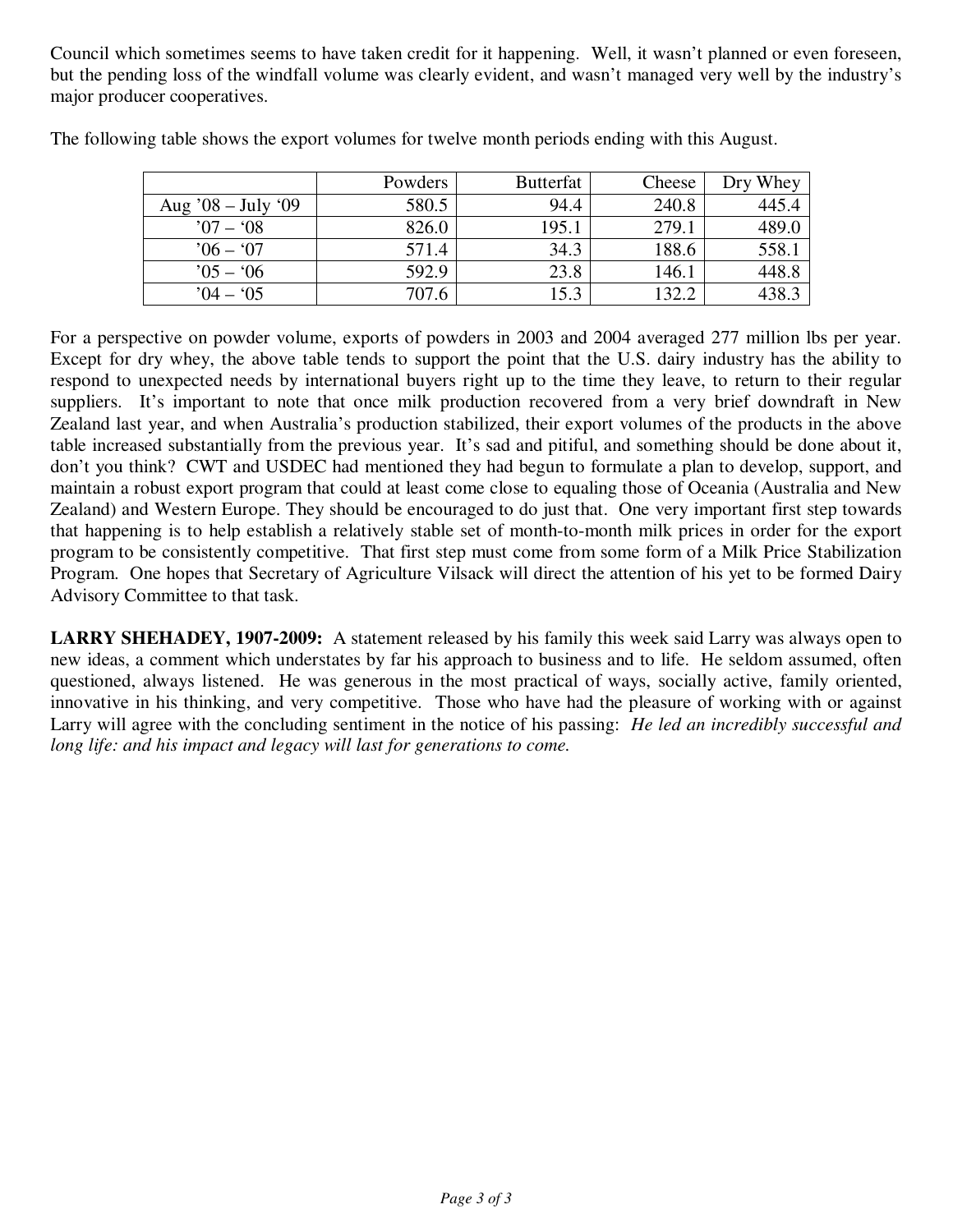Council which sometimes seems to have taken credit for it happening. Well, it wasn't planned or even foreseen, but the pending loss of the windfall volume was clearly evident, and wasn't managed very well by the industry's major producer cooperatives.

The following table shows the export volumes for twelve month periods ending with this August.

| | Powders | Butterfat | Cheese | Dry Whey |
|---|---|---|---|---|
| Aug '08 – July '09 | 580.5 | 94.4 | 240.8 | 445.4 |
| '07 – '08 | 826.0 | 195.1 | 279.1 | 489.0 |
| '06 – '07 | 571.4 | 34.3 | 188.6 | 558.1 |
| '05 – '06 | 592.9 | 23.8 | 146.1 | 448.8 |
| '04 – '05 | 707.6 | 15.3 | 132.2 | 438.3 |

For a perspective on powder volume, exports of powders in 2003 and 2004 averaged 277 million lbs per year. Except for dry whey, the above table tends to support the point that the U.S. dairy industry has the ability to respond to unexpected needs by international buyers right up to the time they leave, to return to their regular suppliers. It's important to note that once milk production recovered from a very brief downdraft in New Zealand last year, and when Australia's production stabilized, their export volumes of the products in the above table increased substantially from the previous year. It's sad and pitiful, and something should be done about it, don't you think? CWT and USDEC had mentioned they had begun to formulate a plan to develop, support, and maintain a robust export program that could at least come close to equaling those of Oceania (Australia and New Zealand) and Western Europe. They should be encouraged to do just that. One very important first step towards that happening is to help establish a relatively stable set of month-to-month milk prices in order for the export program to be consistently competitive. That first step must come from some form of a Milk Price Stabilization Program. One hopes that Secretary of Agriculture Vilsack will direct the attention of his yet to be formed Dairy Advisory Committee to that task.

**LARRY SHEHADEY, 1907-2009:** A statement released by his family this week said Larry was always open to new ideas, a comment which understates by far his approach to business and to life. He seldom assumed, often questioned, always listened. He was generous in the most practical of ways, socially active, family oriented, innovative in his thinking, and very competitive. Those who have had the pleasure of working with or against Larry will agree with the concluding sentiment in the notice of his passing: *He led an incredibly successful and long life: and his impact and legacy will last for generations to come.*